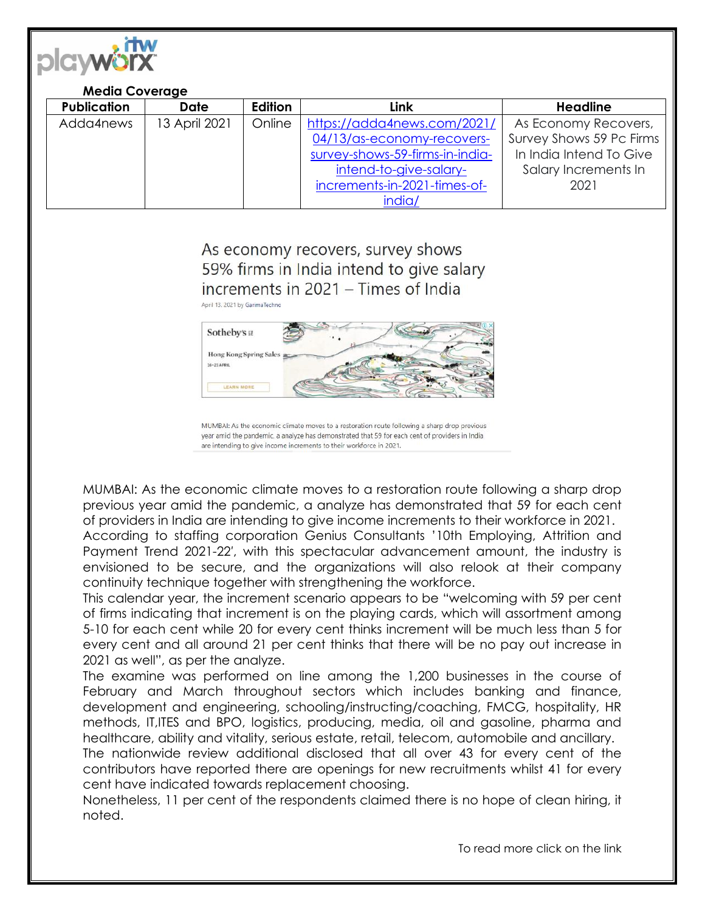**Media Coverage**

| Publication | Date | Edition | Link | Headline |
|---|---|---|---|---|
| Adda4news | 13 April 2021 | Online | https://adda4news.com/2021/04/13/as-economy-recovers-survey-shows-59-firms-in-india-intend-to-give-salary-increments-in-2021-times-of-india/ | As Economy Recovers, Survey Shows 59 Pc Firms In India Intend To Give Salary Increments In 2021 |

## As economy recovers, survey shows 59% firms in India intend to give salary increments in 2021 – Times of India

April 13, 2021 by GarimaTechno

Sotheby's
Hong Kong Spring Sales
16–23 APRIL
LEARN MORE

MUMBAI: As the economic climate moves to a restoration route following a sharp drop previous year amid the pandemic, a analyze has demonstrated that 59 for each cent of providers in India are intending to give income increments to their workforce in 2021.

MUMBAI: As the economic climate moves to a restoration route following a sharp drop previous year amid the pandemic, a analyze has demonstrated that 59 for each cent of providers in India are intending to give income increments to their workforce in 2021.
According to staffing corporation Genius Consultants '10th Employing, Attrition and Payment Trend 2021-22', with this spectacular advancement amount, the industry is envisioned to be secure, and the organizations will also relook at their company continuity technique together with strengthening the workforce.
This calendar year, the increment scenario appears to be "welcoming with 59 per cent of firms indicating that increment is on the playing cards, which will assortment among 5-10 for each cent while 20 for every cent thinks increment will be much less than 5 for every cent and all around 21 per cent thinks that there will be no pay out increase in 2021 as well", as per the analyze.
The examine was performed on line among the 1,200 businesses in the course of February and March throughout sectors which includes banking and finance, development and engineering, schooling/instructing/coaching, FMCG, hospitality, HR methods, IT,ITES and BPO, logistics, producing, media, oil and gasoline, pharma and healthcare, ability and vitality, serious estate, retail, telecom, automobile and ancillary.
The nationwide review additional disclosed that all over 43 for every cent of the contributors have reported there are openings for new recruitments whilst 41 for every cent have indicated towards replacement choosing.
Nonetheless, 11 per cent of the respondents claimed there is no hope of clean hiring, it noted.

To read more click on the link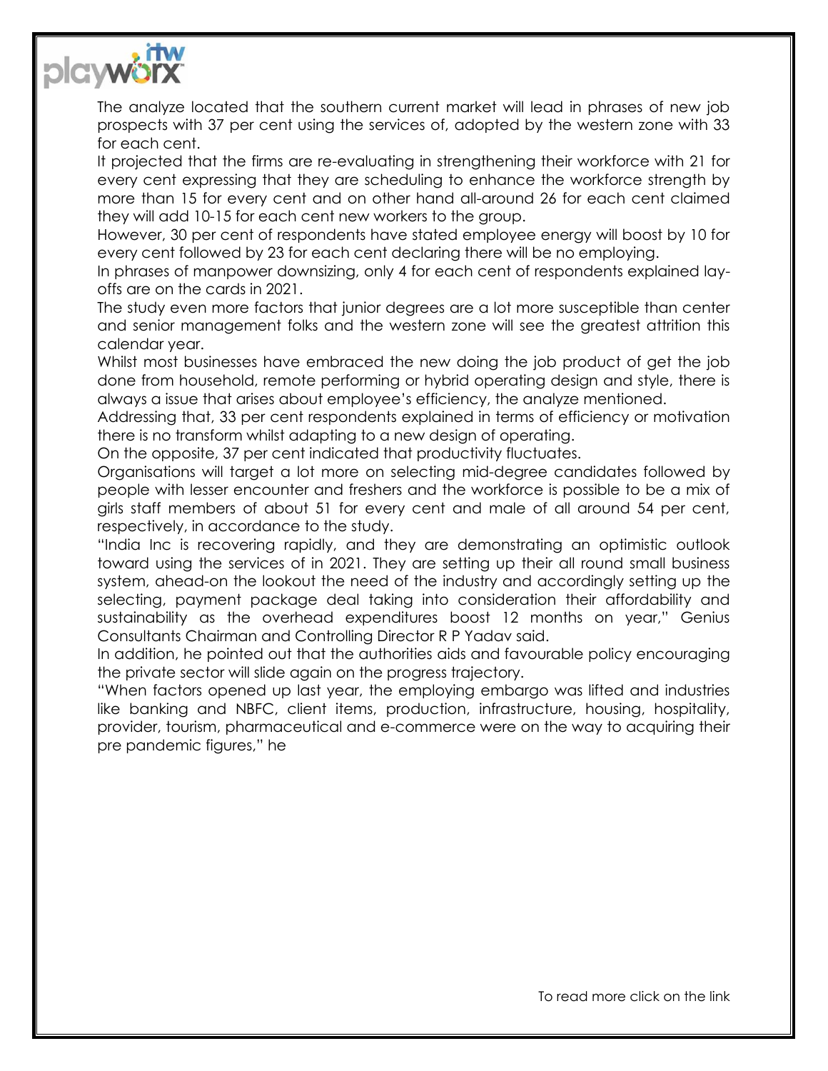The analyze located that the southern current market will lead in phrases of new job prospects with 37 per cent using the services of, adopted by the western zone with 33 for each cent.

It projected that the firms are re-evaluating in strengthening their workforce with 21 for every cent expressing that they are scheduling to enhance the workforce strength by more than 15 for every cent and on other hand all-around 26 for each cent claimed they will add 10-15 for each cent new workers to the group.

However, 30 per cent of respondents have stated employee energy will boost by 10 for every cent followed by 23 for each cent declaring there will be no employing.

In phrases of manpower downsizing, only 4 for each cent of respondents explained lay-offs are on the cards in 2021.

The study even more factors that junior degrees are a lot more susceptible than center and senior management folks and the western zone will see the greatest attrition this calendar year.

Whilst most businesses have embraced the new doing the job product of get the job done from household, remote performing or hybrid operating design and style, there is always a issue that arises about employee's efficiency, the analyze mentioned.

Addressing that, 33 per cent respondents explained in terms of efficiency or motivation there is no transform whilst adapting to a new design of operating.

On the opposite, 37 per cent indicated that productivity fluctuates.

Organisations will target a lot more on selecting mid-degree candidates followed by people with lesser encounter and freshers and the workforce is possible to be a mix of girls staff members of about 51 for every cent and male of all around 54 per cent, respectively, in accordance to the study.

"India Inc is recovering rapidly, and they are demonstrating an optimistic outlook toward using the services of in 2021. They are setting up their all round small business system, ahead-on the lookout the need of the industry and accordingly setting up the selecting, payment package deal taking into consideration their affordability and sustainability as the overhead expenditures boost 12 months on year," Genius Consultants Chairman and Controlling Director R P Yadav said.

In addition, he pointed out that the authorities aids and favourable policy encouraging the private sector will slide again on the progress trajectory.

"When factors opened up last year, the employing embargo was lifted and industries like banking and NBFC, client items, production, infrastructure, housing, hospitality, provider, tourism, pharmaceutical and e-commerce were on the way to acquiring their pre pandemic figures," he

To read more click on the link